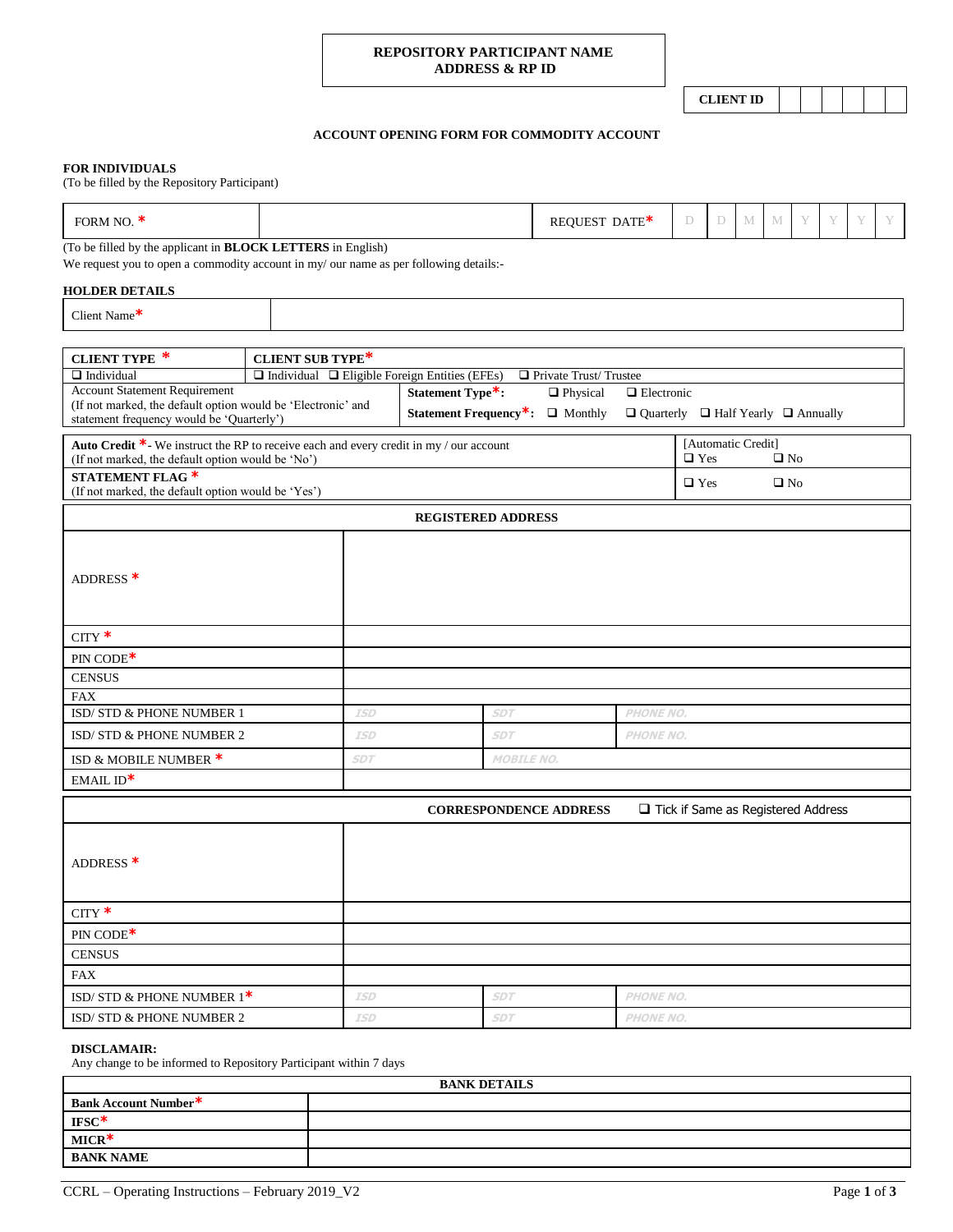**REPOSITORY PARTICIPANT NAME**
**ADDRESS & RP ID**

| CLIENT ID | | | | | | |
|---|---|---|---|---|---|---|

**ACCOUNT OPENING FORM FOR COMMODITY ACCOUNT**

**FOR INDIVIDUALS**
(To be filled by the Repository Participant)

| FORM NO. * | | REQUEST DATE* | D | D | M | M | Y | Y | Y | Y |
|---|---|---|---|---|---|---|---|---|---|---|

(To be filled by the applicant in **BLOCK LETTERS** in English)
We request you to open a commodity account in my/ our name as per following details:-

**HOLDER DETAILS**

| Client Name* | |
|---|---|

| **CLIENT TYPE** * | **CLIENT SUB TYPE***| |
|---|---|---|
| ❑ Individual | ❑ Individual ❑ Eligible Foreign Entities (EFEs) ❑ Private Trust/ Trustee | |
| Account Statement Requirement (If not marked, the default option would be 'Electronic' and statement frequency would be 'Quarterly') | **Statement Type***: ❑ Physical ❑ Electronic | **Statement Frequency***: ❑ Monthly ❑ Quarterly ❑ Half Yearly ❑ Annually |

| | |
|---|---|
| **Auto Credit** *- We instruct the RP to receive each and every credit in my / our account (If not marked, the default option would be 'No') | [Automatic Credit] ❑ Yes ❑ No |
| **STATEMENT FLAG** * (If not marked, the default option would be 'Yes') | ❑ Yes ❑ No |

| **REGISTERED ADDRESS** | | | |
|---|---|---|---|
| ADDRESS * | | | |
| CITY * | | | |
| PIN CODE* | | | |
| CENSUS | | | |
| FAX | | | |
| ISD/ STD & PHONE NUMBER 1 | ISD | SDT | PHONE NO. |
| ISD/ STD & PHONE NUMBER 2 | ISD | SDT | PHONE NO. |
| ISD & MOBILE NUMBER * | SDT | MOBILE NO. | |
| EMAIL ID* | | | |

| **CORRESPONDENCE ADDRESS** ❑ Tick if Same as Registered Address | | | |
|---|---|---|---|
| ADDRESS * | | | |
| CITY * | | | |
| PIN CODE* | | | |
| CENSUS | | | |
| FAX | | | |
| ISD/ STD & PHONE NUMBER 1* | ISD | SDT | PHONE NO. |
| ISD/ STD & PHONE NUMBER 2 | ISD | SDT | PHONE NO. |

**DISCLAMAIR:**
Any change to be informed to Repository Participant within 7 days

| **BANK DETAILS** | |
|---|---|
| **Bank Account Number*** | |
| **IFSC*** | |
| **MICR*** | |
| **BANK NAME** | |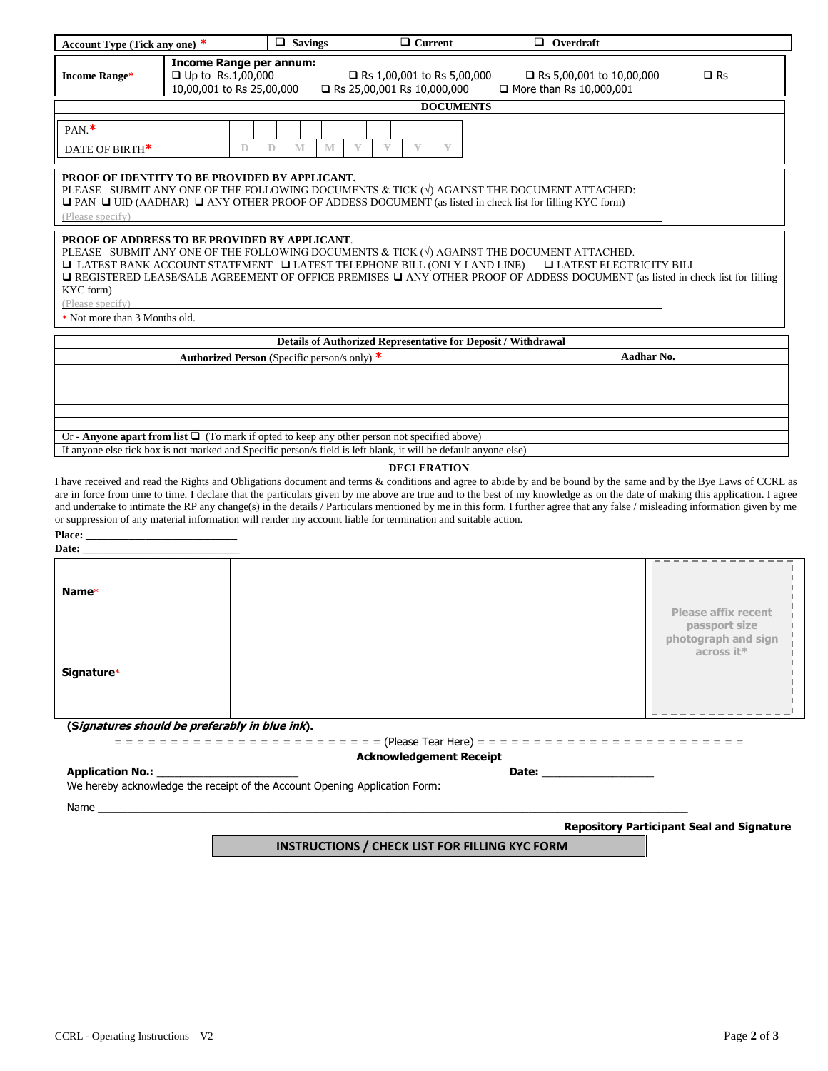| Account Type (Tick any one) * | ❑ Savings | ❑ Current | ❑ Overdraft |
|---|---|---|---|

| Income Range* | **Income Range per annum:** ❑ Up to Rs.1,00,000 ❑ Rs 1,00,001 to Rs 5,00,000 ❑ Rs 5,00,001 to 10,00,000 ❑ Rs 10,00,001 to Rs 25,00,000 ❑ Rs 25,00,001 Rs 10,000,000 ❑ More than Rs 10,000,001 |
|---|---|

**DOCUMENTS**

| PAN.* | | | | | | | | | | |
|---|---|---|---|---|---|---|---|---|---|---|
| DATE OF BIRTH* | D | D | M | M | Y | Y | Y | Y | | |

**PROOF OF IDENTITY TO BE PROVIDED BY APPLICANT.**
PLEASE SUBMIT ANY ONE OF THE FOLLOWING DOCUMENTS & TICK (√) AGAINST THE DOCUMENT ATTACHED:
❑ PAN ❑ UID (AADHAR) ❑ ANY OTHER PROOF OF ADDESS DOCUMENT (as listed in check list for filling KYC form)
(Please specify) ____________________

**PROOF OF ADDRESS TO BE PROVIDED BY APPLICANT**.
PLEASE SUBMIT ANY ONE OF THE FOLLOWING DOCUMENTS & TICK (√) AGAINST THE DOCUMENT ATTACHED.
❑ LATEST BANK ACCOUNT STATEMENT ❑ LATEST TELEPHONE BILL (ONLY LAND LINE) ❑ LATEST ELECTRICITY BILL
❑ REGISTERED LEASE/SALE AGREEMENT OF OFFICE PREMISES ❑ ANY OTHER PROOF OF ADDESS DOCUMENT (as listed in check list for filling KYC form)
(Please specify) ____________________
* Not more than 3 Months old.

| Details of Authorized Representative for Deposit / Withdrawal | |
|---|---|
| **Authorized Person** (Specific person/s only) * | **Aadhar No.** |
| | |
| | |
| | |
| | |
| | |
| Or - **Anyone apart from list** ❑ (To mark if opted to keep any other person not specified above) | |
| If anyone else tick box is not marked and Specific person/s field is left blank, it will be default anyone else) | |

**DECLARATION**

I have received and read the Rights and Obligations document and terms & conditions and agree to abide by and be bound by the same and by the Bye Laws of CCRL as are in force from time to time. I declare that the particulars given by me above are true and to the best of my knowledge as on the date of making this application. I agree and undertake to intimate the RP any change(s) in the details / Particulars mentioned by me in this form. I further agree that any false / misleading information given by me or suppression of any material information will render my account liable for termination and suitable action.

**Place:** ____________________________
**Date:** ____________________________

| **Name*** | | Please affix recent passport size photograph and sign across it* |
|---|---|---|
| **Signature*** | | |

**(*Signatures should be preferably in blue ink*).**

= = = = = = = = = = = = = = = = = = = = = = = (Please Tear Here) = = = = = = = = = = = = = = = = = = = = = = = =

**Acknowledgement Receipt**

**Application No.:** ________________________ **Date:** ___________________

We hereby acknowledge the receipt of the Account Opening Application Form:

Name ____________________________________________________________________________

**Repository Participant Seal and Signature**

**INSTRUCTIONS / CHECK LIST FOR FILLING KYC FORM**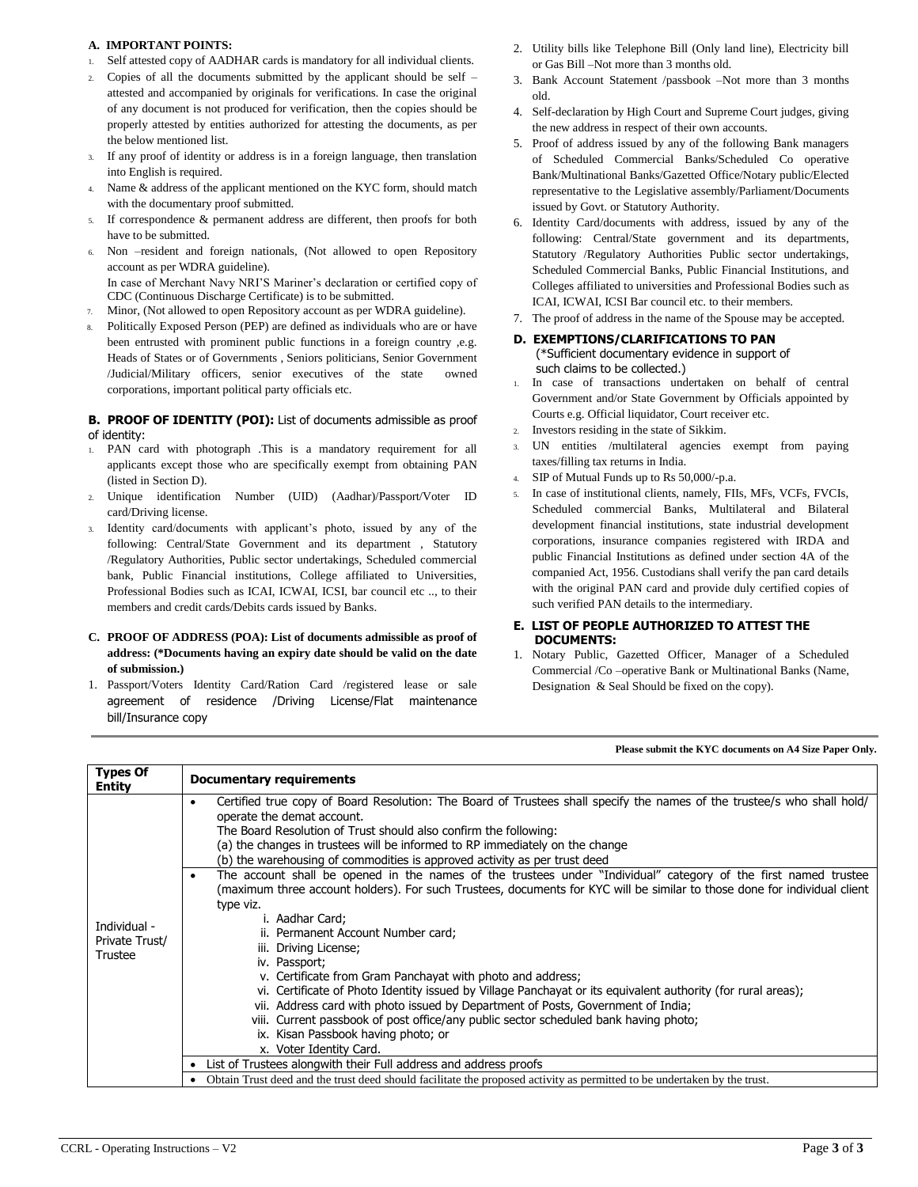## A. IMPORTANT POINTS:

1. Self attested copy of AADHAR cards is mandatory for all individual clients.
2. Copies of all the documents submitted by the applicant should be self – attested and accompanied by originals for verifications. In case the original of any document is not produced for verification, then the copies should be properly attested by entities authorized for attesting the documents, as per the below mentioned list.
3. If any proof of identity or address is in a foreign language, then translation into English is required.
4. Name & address of the applicant mentioned on the KYC form, should match with the documentary proof submitted.
5. If correspondence & permanent address are different, then proofs for both have to be submitted.
6. Non –resident and foreign nationals, (Not allowed to open Repository account as per WDRA guideline).
   In case of Merchant Navy NRI'S Mariner's declaration or certified copy of CDC (Continuous Discharge Certificate) is to be submitted.
7. Minor, (Not allowed to open Repository account as per WDRA guideline).
8. Politically Exposed Person (PEP) are defined as individuals who are or have been entrusted with prominent public functions in a foreign country ,e.g. Heads of States or of Governments , Seniors politicians, Senior Government /Judicial/Military officers, senior executives of the state owned corporations, important political party officials etc.

## B. PROOF OF IDENTITY (POI): List of documents admissible as proof of identity:

1. PAN card with photograph .This is a mandatory requirement for all applicants except those who are specifically exempt from obtaining PAN (listed in Section D).
2. Unique identification Number (UID) (Aadhar)/Passport/Voter ID card/Driving license.
3. Identity card/documents with applicant's photo, issued by any of the following: Central/State Government and its department , Statutory /Regulatory Authorities, Public sector undertakings, Scheduled commercial bank, Public Financial institutions, College affiliated to Universities, Professional Bodies such as ICAI, ICWAI, ICSI, bar council etc .., to their members and credit cards/Debits cards issued by Banks.

## C. PROOF OF ADDRESS (POA): List of documents admissible as proof of address: (*Documents having an expiry date should be valid on the date of submission.)

1. Passport/Voters Identity Card/Ration Card /registered lease or sale agreement of residence /Driving License/Flat maintenance bill/Insurance copy
2. Utility bills like Telephone Bill (Only land line), Electricity bill or Gas Bill –Not more than 3 months old.
3. Bank Account Statement /passbook –Not more than 3 months old.
4. Self-declaration by High Court and Supreme Court judges, giving the new address in respect of their own accounts.
5. Proof of address issued by any of the following Bank managers of Scheduled Commercial Banks/Scheduled Co operative Bank/Multinational Banks/Gazetted Office/Notary public/Elected representative to the Legislative assembly/Parliament/Documents issued by Govt. or Statutory Authority.
6. Identity Card/documents with address, issued by any of the following: Central/State government and its departments, Statutory /Regulatory Authorities Public sector undertakings, Scheduled Commercial Banks, Public Financial Institutions, and Colleges affiliated to universities and Professional Bodies such as ICAI, ICWAI, ICSI Bar council etc. to their members.
7. The proof of address in the name of the Spouse may be accepted.

## D. EXEMPTIONS/CLARIFICATIONS TO PAN

(*Sufficient documentary evidence in support of such claims to be collected.)

1. In case of transactions undertaken on behalf of central Government and/or State Government by Officials appointed by Courts e.g. Official liquidator, Court receiver etc.
2. Investors residing in the state of Sikkim.
3. UN entities /multilateral agencies exempt from paying taxes/filling tax returns in India.
4. SIP of Mutual Funds up to Rs 50,000/-p.a.
5. In case of institutional clients, namely, FIIs, MFs, VCFs, FVCIs, Scheduled commercial Banks, Multilateral and Bilateral development financial institutions, state industrial development corporations, insurance companies registered with IRDA and public Financial Institutions as defined under section 4A of the companied Act, 1956. Custodians shall verify the pan card details with the original PAN card and provide duly certified copies of such verified PAN details to the intermediary.

## E. LIST OF PEOPLE AUTHORIZED TO ATTEST THE DOCUMENTS:

1. Notary Public, Gazetted Officer, Manager of a Scheduled Commercial /Co –operative Bank or Multinational Banks (Name, Designation & Seal Should be fixed on the copy).

**Please submit the KYC documents on A4 Size Paper Only.**

| Types Of Entity | Documentary requirements |
|---|---|
| Individual - Private Trust/ Trustee | • Certified true copy of Board Resolution: The Board of Trustees shall specify the names of the trustee/s who shall hold/ operate the demat account.<br>The Board Resolution of Trust should also confirm the following:<br>(a) the changes in trustees will be informed to RP immediately on the change<br>(b) the warehousing of commodities is approved activity as per trust deed<br>• The account shall be opened in the names of the trustees under "Individual" category of the first named trustee (maximum three account holders). For such Trustees, documents for KYC will be similar to those done for individual client type viz.<br>i. Aadhar Card;<br>ii. Permanent Account Number card;<br>iii. Driving License;<br>iv. Passport;<br>v. Certificate from Gram Panchayat with photo and address;<br>vi. Certificate of Photo Identity issued by Village Panchayat or its equivalent authority (for rural areas);<br>vii. Address card with photo issued by Department of Posts, Government of India;<br>viii. Current passbook of post office/any public sector scheduled bank having photo;<br>ix. Kisan Passbook having photo; or<br>x. Voter Identity Card.<br>• List of Trustees alongwith their Full address and address proofs<br>• Obtain Trust deed and the trust deed should facilitate the proposed activity as permitted to be undertaken by the trust. |